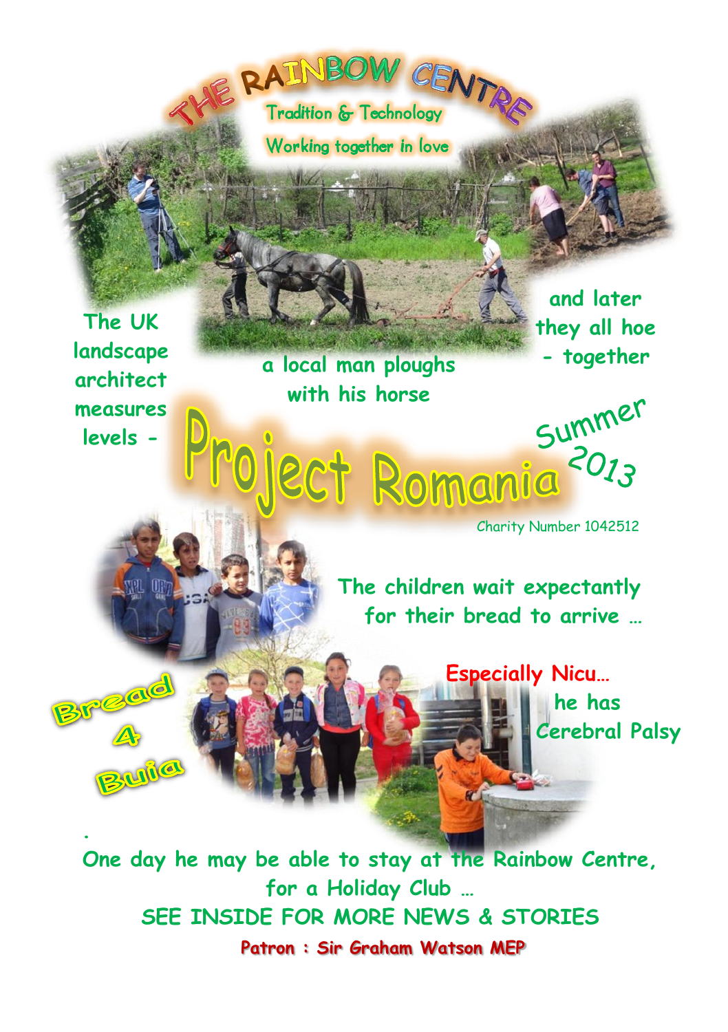# THE RAINBOW CENTRE

Tradition & Technology

Working together in love

The UK landscape architect measures levels -

a local man ploughs with his horse

and later they all hoe - together

# Project Romania

Summer 2013

Charity Number 1042512

The children wait expectantly for their bread to arrive …

Bread 4 Buia

**Especially Nicu…** he has Cerebral Palsy

One day he may be able to stay at the Rainbow Centre, for a Holiday Club …

SEE INSIDE FOR MORE NEWS & STORIES

**Patron : Sir Graham Watson MEP**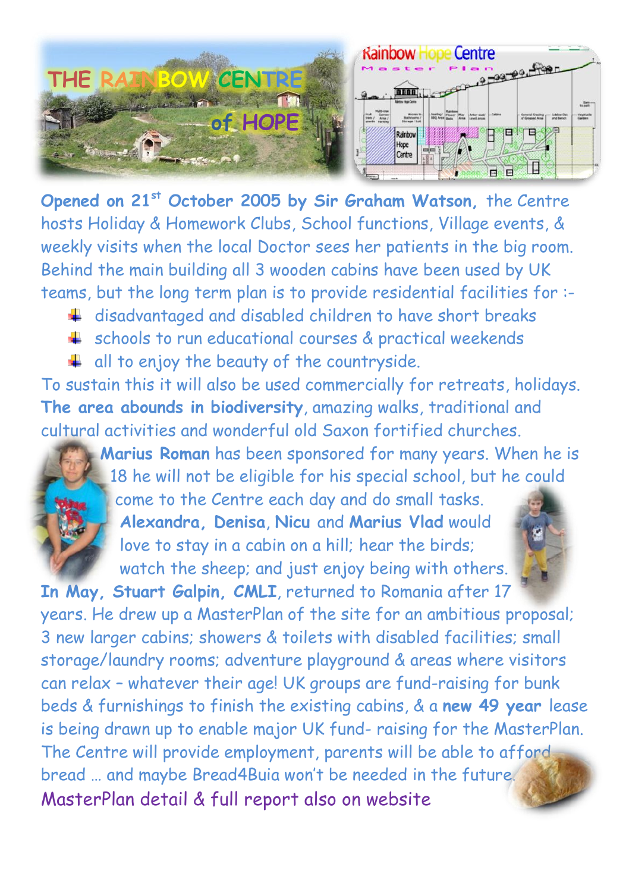# THE RAINBOW CENTRE of HOPE

**Opened on 21st October 2005 by Sir Graham Watson,** the Centre hosts Holiday & Homework Clubs, School functions, Village events, & weekly visits when the local Doctor sees her patients in the big room. Behind the main building all 3 wooden cabins have been used by UK teams, but the long term plan is to provide residential facilities for :-

- disadvantaged and disabled children to have short breaks
- schools to run educational courses & practical weekends
- all to enjoy the beauty of the countryside.

To sustain this it will also be used commercially for retreats, holidays. **The area abounds in biodiversity**, amazing walks, traditional and cultural activities and wonderful old Saxon fortified churches.

**Marius Roman** has been sponsored for many years. When he is 18 he will not be eligible for his special school, but he could come to the Centre each day and do small tasks. **Alexandra, Denisa**, **Nicu** and **Marius Vlad** would love to stay in a cabin on a hill; hear the birds; watch the sheep; and just enjoy being with others.

**In May, Stuart Galpin, CMLI**, returned to Romania after 17 years. He drew up a MasterPlan of the site for an ambitious proposal; 3 new larger cabins; showers & toilets with disabled facilities; small storage/laundry rooms; adventure playground & areas where visitors can relax – whatever their age! UK groups are fund-raising for bunk beds & furnishings to finish the existing cabins, & a **new 49 year** lease is being drawn up to enable major UK fund- raising for the MasterPlan. The Centre will provide employment, parents will be able to afford bread … and maybe Bread4Buia won't be needed in the future.

MasterPlan detail & full report also on website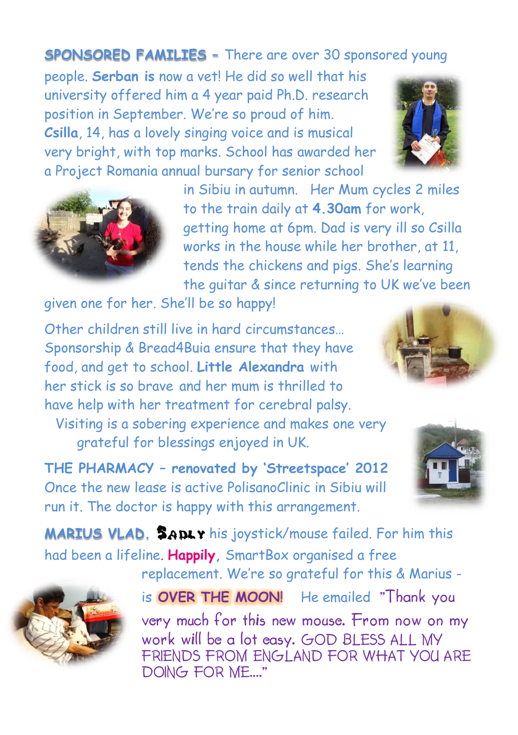**SPONSORED FAMILIES** - There are over 30 sponsored young people. **Serban is** now a vet! He did so well that his university offered him a 4 year paid Ph.D. research position in September. We're so proud of him. **Csilla**, 14, has a lovely singing voice and is musical very bright, with top marks. School has awarded her a Project Romania annual bursary for senior school in Sibiu in autumn. Her Mum cycles 2 miles to the train daily at **4.30am** for work, getting home at 6pm. Dad is very ill so Csilla works in the house while her brother, at 11, tends the chickens and pigs. She's learning the guitar & since returning to UK we've been given one for her. She'll be so happy!

Other children still live in hard circumstances… Sponsorship & Bread4Buia ensure that they have food, and get to school. **Little Alexandra** with her stick is so brave and her mum is thrilled to have help with her treatment for cerebral palsy. Visiting is a sobering experience and makes one very grateful for blessings enjoyed in UK.

**THE PHARMACY – renovated by 'Streetspace' 2012**
Once the new lease is active PolisanoClinic in Sibiu will run it. The doctor is happy with this arrangement.

**MARIUS VLAD.** **Sadly** his joystick/mouse failed. For him this had been a lifeline. **Happily**, SmartBox organised a free replacement. We're so grateful for this & Marius - is **OVER THE MOON!** He emailed "Thank you very much for this new mouse. From now on my work will be a lot easy. GOD BLESS ALL MY FRIENDS FROM ENGLAND FOR WHAT YOU ARE DOING FOR ME…."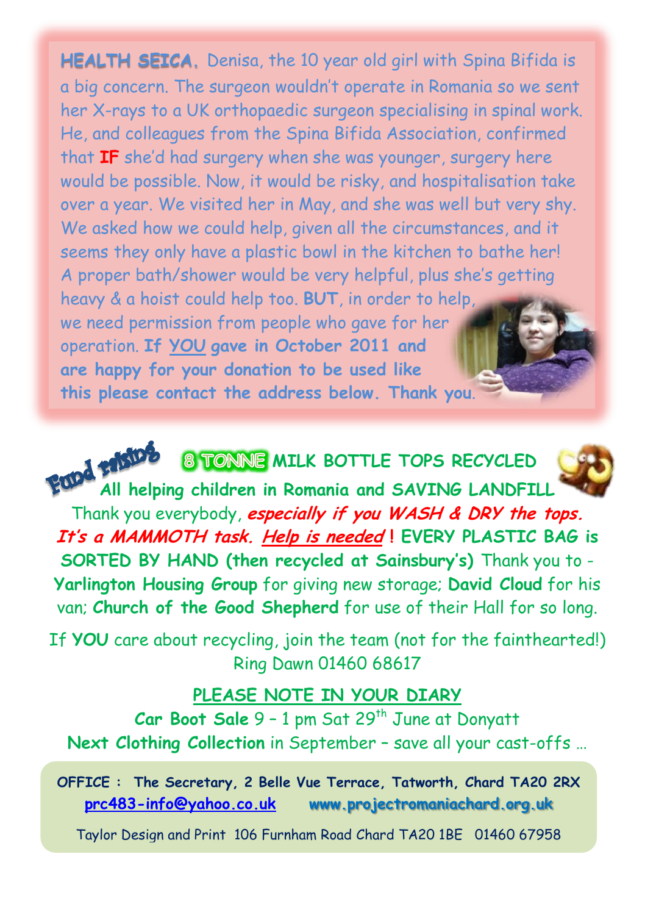**HEALTH SEICA.** Denisa, the 10 year old girl with Spina Bifida is a big concern. The surgeon wouldn't operate in Romania so we sent her X-rays to a UK orthopaedic surgeon specialising in spinal work. He, and colleagues from the Spina Bifida Association, confirmed that **IF** she'd had surgery when she was younger, surgery here would be possible. Now, it would be risky, and hospitalisation take over a year. We visited her in May, and she was well but very shy. We asked how we could help, given all the circumstances, and it seems they only have a plastic bowl in the kitchen to bathe her! A proper bath/shower would be very helpful, plus she's getting heavy & a hoist could help too. **BUT**, in order to help, we need permission from people who gave for her operation. **If YOU gave in October 2011 and are happy for your donation to be used like this please contact the address below. Thank you**.

## Fund raising

### 8 TONNE MILK BOTTLE TOPS RECYCLED

**All helping children in Romania and SAVING LANDFILL**

Thank you everybody, ***especially if you WASH & DRY the tops. It's a MAMMOTH task. Help is needed*** **! EVERY PLASTIC BAG is SORTED BY HAND (then recycled at Sainsbury's)** Thank you to - **Yarlington Housing Group** for giving new storage; **David Cloud** for his van; **Church of the Good Shepherd** for use of their Hall for so long.

If **YOU** care about recycling, join the team (not for the fainthearted!) Ring Dawn 01460 68617

### PLEASE NOTE IN YOUR DIARY

**Car Boot Sale** 9 – 1 pm Sat 29th June at Donyatt

**Next Clothing Collection** in September – save all your cast-offs …

**OFFICE : The Secretary, 2 Belle Vue Terrace, Tatworth, Chard TA20 2RX**

prc483-info@yahoo.co.uk www.projectromaniachard.org.uk

Taylor Design and Print 106 Furnham Road Chard TA20 1BE 01460 67958